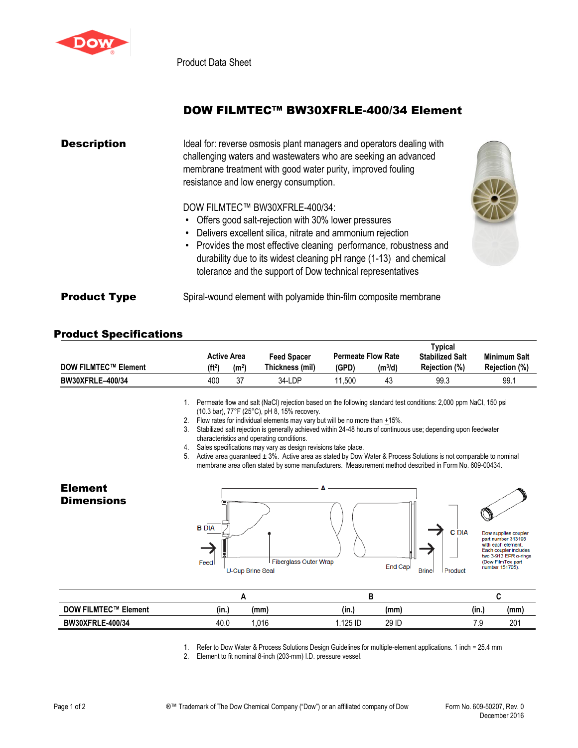Product Data Sheet

# DOW FILMTEC™ BW30XFRLE-400/34 Element

## Description

Ideal for: reverse osmosis plant managers and operators dealing with challenging waters and wastewaters who are seeking an advanced membrane treatment with good water purity, improved fouling resistance and low energy consumption.

DOW FILMTEC™ BW30XFRLE-400/34:

- Offers good salt-rejection with 30% lower pressures
- Delivers excellent silica, nitrate and ammonium rejection
- Provides the most effective cleaning performance, robustness and durability due to its widest cleaning pH range (1-13) and chemical tolerance and the support of Dow technical representatives

## Product Type

Spiral-wound element with polyamide thin-film composite membrane

## Product Specifications

| DOW FILMTEC™ Element | Active Area ($ft^2$) | Active Area ($m^2$) | Feed Spacer Thickness (mil) | Permeate Flow Rate (GPD) | Permeate Flow Rate ($m^3$/d) | Typical Stabilized Salt Rejection (%) | Minimum Salt Rejection (%) |
|---|---|---|---|---|---|---|---|
| BW30XFRLE–400/34 | 400 | 37 | 34-LDP | 11,500 | 43 | 99.3 | 99.1 |

1. Permeate flow and salt (NaCl) rejection based on the following standard test conditions: 2,000 ppm NaCl, 150 psi (10.3 bar), 77°F (25°C), pH 8, 15% recovery.
2. Flow rates for individual elements may vary but will be no more than ±15%.
3. Stabilized salt rejection is generally achieved within 24-48 hours of continuous use; depending upon feedwater characteristics and operating conditions.
4. Sales specifications may vary as design revisions take place.
5. Active area guaranteed ± 3%. Active area as stated by Dow Water & Process Solutions is not comparable to nominal membrane area often stated by some manufacturers. Measurement method described in Form No. 609-00434.

## Element Dimensions

A

B DIA

Feed

U-Cup Brine Seal

Fiberglass Outer Wrap

End Cap

Brine

Product

C DIA

Dow supplies coupler part number 313198 with each element. Each coupler includes two 3-912 EPR o-rings (Dow FilmTec part number 151705).

| DOW FILMTEC™ Element | A (in.) | A (mm) | B (in.) | B (mm) | C (in.) | C (mm) |
|---|---|---|---|---|---|---|
| BW30XFRLE-400/34 | 40.0 | 1,016 | 1.125 ID | 29 ID | 7.9 | 201 |

1. Refer to Dow Water & Process Solutions Design Guidelines for multiple-element applications. 1 inch = 25.4 mm
2. Element to fit nominal 8-inch (203-mm) I.D. pressure vessel.

®™ Trademark of The Dow Chemical Company ("Dow") or an affiliated company of Dow

Form No. 609-50207, Rev. 0
December 2016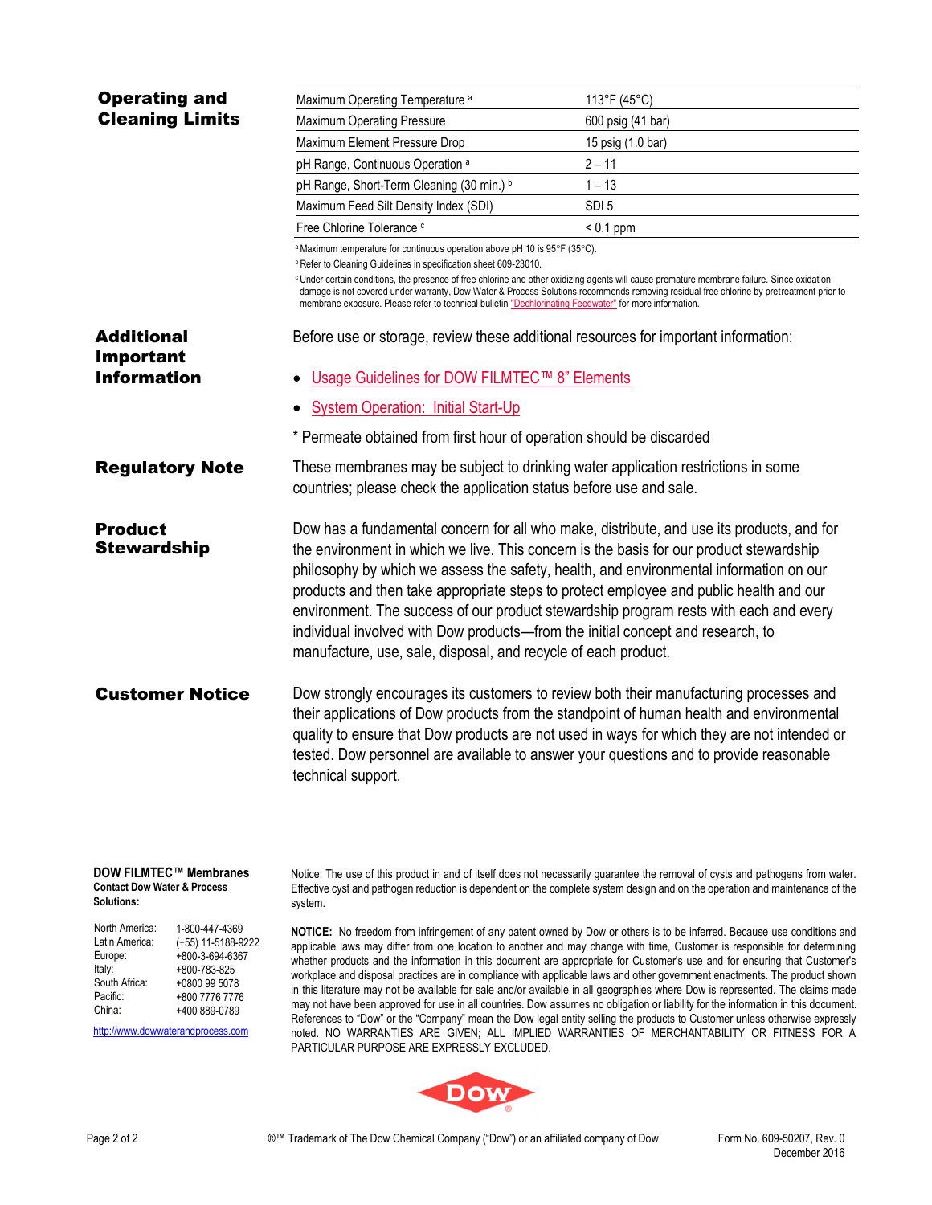## Operating and Cleaning Limits

| | |
|---|---|
| Maximum Operating Temperature [a] | 113°F (45°C) |
| Maximum Operating Pressure | 600 psig (41 bar) |
| Maximum Element Pressure Drop | 15 psig (1.0 bar) |
| pH Range, Continuous Operation [a] | 2 – 11 |
| pH Range, Short-Term Cleaning (30 min.) [b] | 1 – 13 |
| Maximum Feed Silt Density Index (SDI) | SDI 5 |
| Free Chlorine Tolerance [c] | < 0.1 ppm |

[a] Maximum temperature for continuous operation above pH 10 is 95°F (35°C).

[b] Refer to Cleaning Guidelines in specification sheet 609-23010.

[c] Under certain conditions, the presence of free chlorine and other oxidizing agents will cause premature membrane failure. Since oxidation damage is not covered under warranty, Dow Water & Process Solutions recommends removing residual free chlorine by pretreatment prior to membrane exposure. Please refer to technical bulletin "Dechlorinating Feedwater" for more information.

## Additional Important Information

Before use or storage, review these additional resources for important information:

- Usage Guidelines for DOW FILMTEC™ 8" Elements
- System Operation: Initial Start-Up

* Permeate obtained from first hour of operation should be discarded

## Regulatory Note

These membranes may be subject to drinking water application restrictions in some countries; please check the application status before use and sale.

## Product Stewardship

Dow has a fundamental concern for all who make, distribute, and use its products, and for the environment in which we live. This concern is the basis for our product stewardship philosophy by which we assess the safety, health, and environmental information on our products and then take appropriate steps to protect employee and public health and our environment. The success of our product stewardship program rests with each and every individual involved with Dow products—from the initial concept and research, to manufacture, use, sale, disposal, and recycle of each product.

## Customer Notice

Dow strongly encourages its customers to review both their manufacturing processes and their applications of Dow products from the standpoint of human health and environmental quality to ensure that Dow products are not used in ways for which they are not intended or tested. Dow personnel are available to answer your questions and to provide reasonable technical support.

**DOW FILMTEC™ Membranes**
**Contact Dow Water & Process Solutions:**

| | |
|---|---|
| North America: | 1-800-447-4369 |
| Latin America: | (+55) 11-5188-9222 |
| Europe: | +800-3-694-6367 |
| Italy: | +800-783-825 |
| South Africa: | +0800 99 5078 |
| Pacific: | +800 7776 7776 |
| China: | +400 889-0789 |

http://www.dowwaterandprocess.com

Notice: The use of this product in and of itself does not necessarily guarantee the removal of cysts and pathogens from water. Effective cyst and pathogen reduction is dependent on the complete system design and on the operation and maintenance of the system.

**NOTICE:** No freedom from infringement of any patent owned by Dow or others is to be inferred. Because use conditions and applicable laws may differ from one location to another and may change with time, Customer is responsible for determining whether products and the information in this document are appropriate for Customer's use and for ensuring that Customer's workplace and disposal practices are in compliance with applicable laws and other government enactments. The product shown in this literature may not be available for sale and/or available in all geographies where Dow is represented. The claims made may not have been approved for use in all countries. Dow assumes no obligation or liability for the information in this document. References to "Dow" or the "Company" mean the Dow legal entity selling the products to Customer unless otherwise expressly noted. NO WARRANTIES ARE GIVEN; ALL IMPLIED WARRANTIES OF MERCHANTABILITY OR FITNESS FOR A PARTICULAR PURPOSE ARE EXPRESSLY EXCLUDED.

®™ Trademark of The Dow Chemical Company ("Dow") or an affiliated company of Dow

Form No. 609-50207, Rev. 0
December 2016